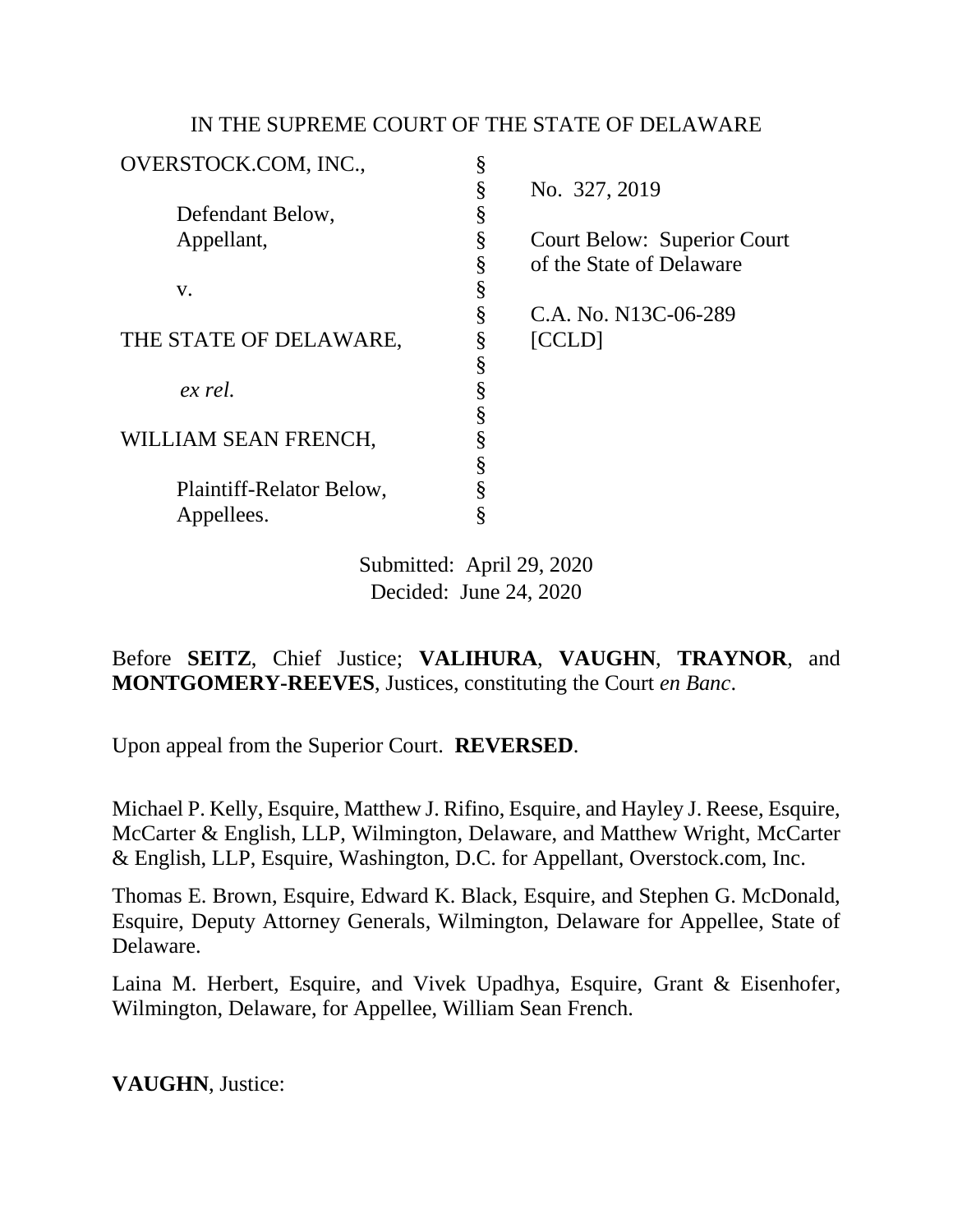IN THE SUPREME COURT OF THE STATE OF DELAWARE

| | | |
|---|---|---|
| OVERSTOCK.COM, INC., | § | |
| | § | No. 327, 2019 |
| Defendant Below, | § | |
| Appellant, | § | Court Below: Superior Court |
| | § | of the State of Delaware |
| v. | § | |
| | § | C.A. No. N13C-06-289 |
| THE STATE OF DELAWARE, | § | [CCLD] |
| | § | |
| *ex rel.* | § | |
| | § | |
| WILLIAM SEAN FRENCH, | § | |
| | § | |
| Plaintiff-Relator Below, | § | |
| Appellees. | § | |

Submitted: April 29, 2020
Decided: June 24, 2020

Before **SEITZ**, Chief Justice; **VALIHURA**, **VAUGHN**, **TRAYNOR**, and **MONTGOMERY-REEVES**, Justices, constituting the Court *en Banc*.

Upon appeal from the Superior Court. **REVERSED**.

Michael P. Kelly, Esquire, Matthew J. Rifino, Esquire, and Hayley J. Reese, Esquire, McCarter & English, LLP, Wilmington, Delaware, and Matthew Wright, McCarter & English, LLP, Esquire, Washington, D.C. for Appellant, Overstock.com, Inc.

Thomas E. Brown, Esquire, Edward K. Black, Esquire, and Stephen G. McDonald, Esquire, Deputy Attorney Generals, Wilmington, Delaware for Appellee, State of Delaware.

Laina M. Herbert, Esquire, and Vivek Upadhya, Esquire, Grant & Eisenhofer, Wilmington, Delaware, for Appellee, William Sean French.

**VAUGHN**, Justice: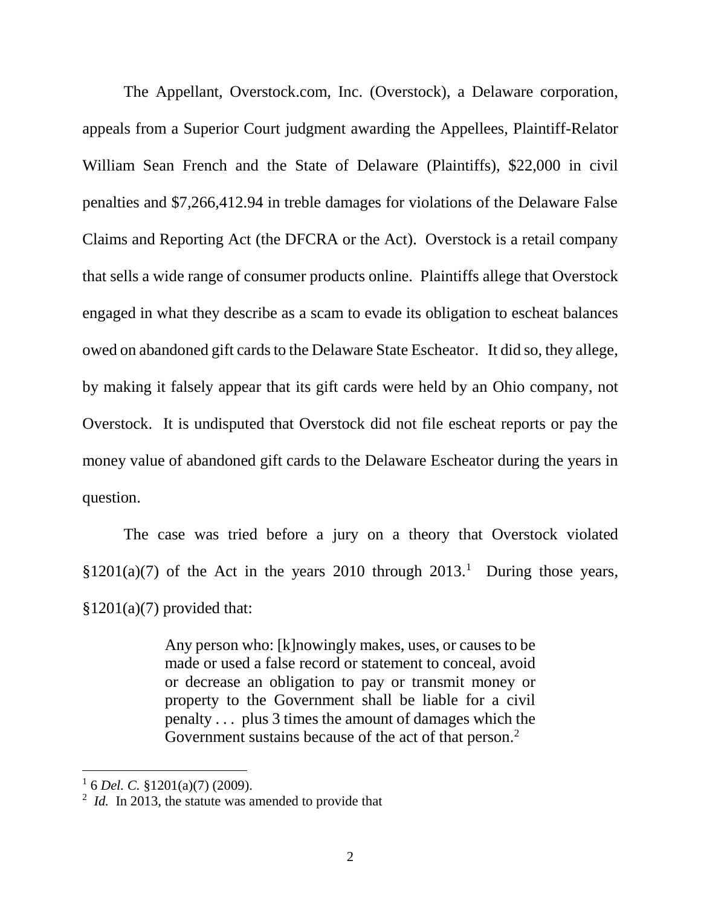The Appellant, Overstock.com, Inc. (Overstock), a Delaware corporation, appeals from a Superior Court judgment awarding the Appellees, Plaintiff-Relator William Sean French and the State of Delaware (Plaintiffs), $22,000 in civil penalties and $7,266,412.94 in treble damages for violations of the Delaware False Claims and Reporting Act (the DFCRA or the Act). Overstock is a retail company that sells a wide range of consumer products online. Plaintiffs allege that Overstock engaged in what they describe as a scam to evade its obligation to escheat balances owed on abandoned gift cards to the Delaware State Escheator. It did so, they allege, by making it falsely appear that its gift cards were held by an Ohio company, not Overstock. It is undisputed that Overstock did not file escheat reports or pay the money value of abandoned gift cards to the Delaware Escheator during the years in question.

The case was tried before a jury on a theory that Overstock violated §1201(a)(7) of the Act in the years 2010 through 2013.[1] During those years, §1201(a)(7) provided that:

> Any person who: [k]nowingly makes, uses, or causes to be made or used a false record or statement to conceal, avoid or decrease an obligation to pay or transmit money or property to the Government shall be liable for a civil penalty . . . plus 3 times the amount of damages which the Government sustains because of the act of that person.[2]

---

[1] 6 *Del. C.* §1201(a)(7) (2009).

[2] *Id.* In 2013, the statute was amended to provide that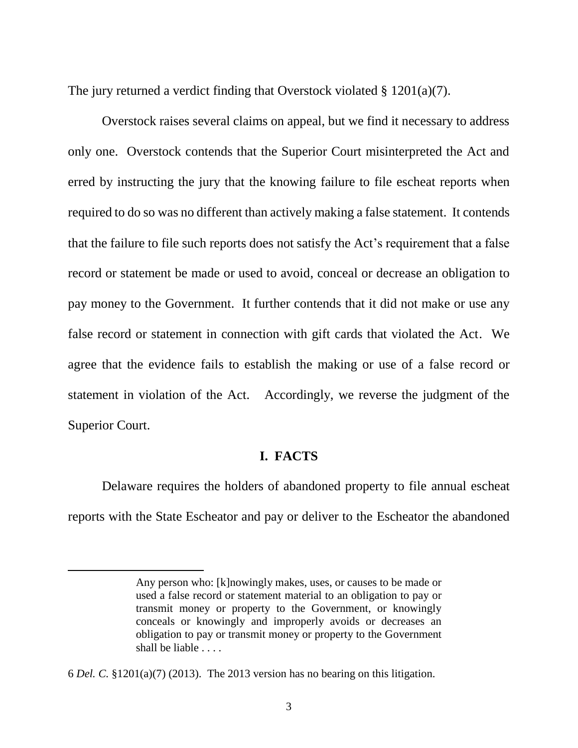The jury returned a verdict finding that Overstock violated § 1201(a)(7).

Overstock raises several claims on appeal, but we find it necessary to address only one. Overstock contends that the Superior Court misinterpreted the Act and erred by instructing the jury that the knowing failure to file escheat reports when required to do so was no different than actively making a false statement. It contends that the failure to file such reports does not satisfy the Act's requirement that a false record or statement be made or used to avoid, conceal or decrease an obligation to pay money to the Government. It further contends that it did not make or use any false record or statement in connection with gift cards that violated the Act. We agree that the evidence fails to establish the making or use of a false record or statement in violation of the Act. Accordingly, we reverse the judgment of the Superior Court.

## I. FACTS

Delaware requires the holders of abandoned property to file annual escheat reports with the State Escheator and pay or deliver to the Escheator the abandoned

---

> Any person who: [k]nowingly makes, uses, or causes to be made or used a false record or statement material to an obligation to pay or transmit money or property to the Government, or knowingly conceals or knowingly and improperly avoids or decreases an obligation to pay or transmit money or property to the Government shall be liable . . . .

6 *Del. C.* §1201(a)(7) (2013). The 2013 version has no bearing on this litigation.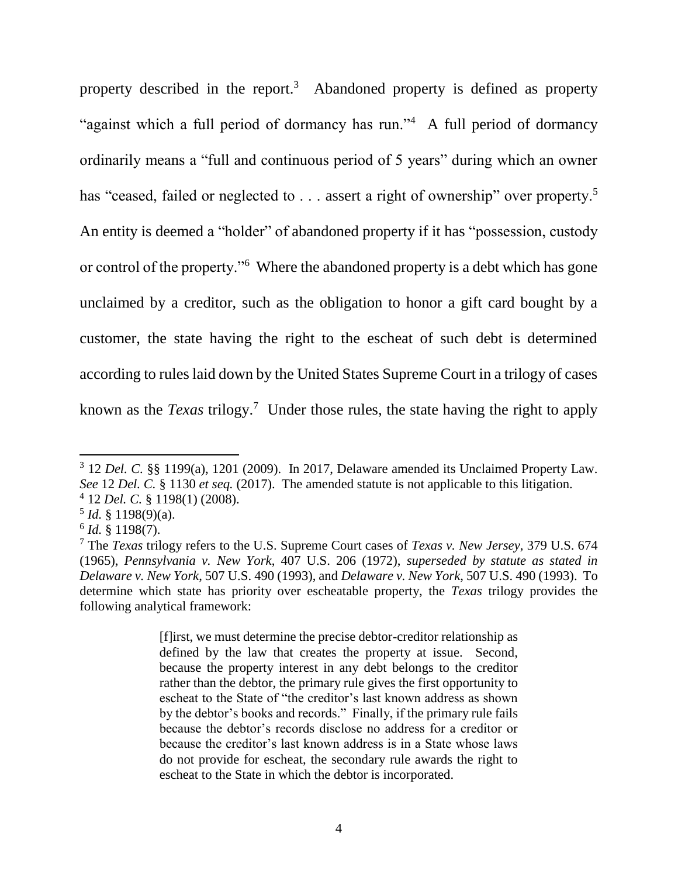property described in the report.[3] Abandoned property is defined as property "against which a full period of dormancy has run."[4] A full period of dormancy ordinarily means a "full and continuous period of 5 years" during which an owner has "ceased, failed or neglected to . . . assert a right of ownership" over property.[5] An entity is deemed a "holder" of abandoned property if it has "possession, custody or control of the property."[6] Where the abandoned property is a debt which has gone unclaimed by a creditor, such as the obligation to honor a gift card bought by a customer, the state having the right to the escheat of such debt is determined according to rules laid down by the United States Supreme Court in a trilogy of cases known as the *Texas* trilogy.[7] Under those rules, the state having the right to apply

---

[3] 12 *Del. C.* §§ 1199(a), 1201 (2009). In 2017, Delaware amended its Unclaimed Property Law. *See* 12 *Del. C.* § 1130 *et seq.* (2017). The amended statute is not applicable to this litigation.

[4] 12 *Del. C.* § 1198(1) (2008).

[5] *Id.* § 1198(9)(a).

[6] *Id.* § 1198(7).

[7] The *Texas* trilogy refers to the U.S. Supreme Court cases of *Texas v. New Jersey*, 379 U.S. 674 (1965), *Pennsylvania v. New York*, 407 U.S. 206 (1972), *superseded by statute as stated in Delaware v. New York*, 507 U.S. 490 (1993), and *Delaware v. New York*, 507 U.S. 490 (1993). To determine which state has priority over escheatable property, the *Texas* trilogy provides the following analytical framework:

> [f]irst, we must determine the precise debtor-creditor relationship as defined by the law that creates the property at issue. Second, because the property interest in any debt belongs to the creditor rather than the debtor, the primary rule gives the first opportunity to escheat to the State of "the creditor's last known address as shown by the debtor's books and records." Finally, if the primary rule fails because the debtor's records disclose no address for a creditor or because the creditor's last known address is in a State whose laws do not provide for escheat, the secondary rule awards the right to escheat to the State in which the debtor is incorporated.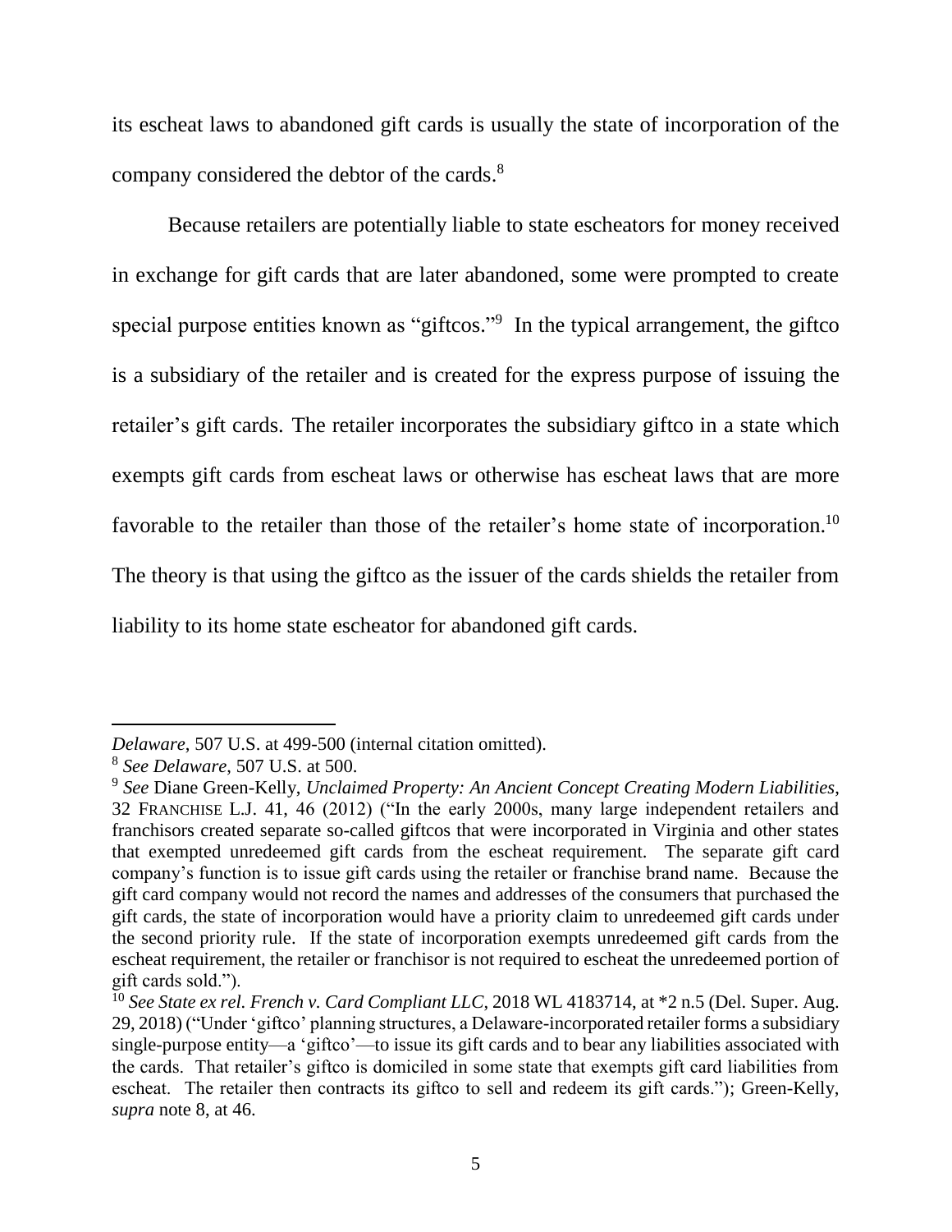its escheat laws to abandoned gift cards is usually the state of incorporation of the company considered the debtor of the cards.[8]

Because retailers are potentially liable to state escheators for money received in exchange for gift cards that are later abandoned, some were prompted to create special purpose entities known as "giftcos."[9] In the typical arrangement, the giftco is a subsidiary of the retailer and is created for the express purpose of issuing the retailer's gift cards. The retailer incorporates the subsidiary giftco in a state which exempts gift cards from escheat laws or otherwise has escheat laws that are more favorable to the retailer than those of the retailer's home state of incorporation.[10] The theory is that using the giftco as the issuer of the cards shields the retailer from liability to its home state escheator for abandoned gift cards.

---

*Delaware*, 507 U.S. at 499-500 (internal citation omitted).

[8] *See Delaware*, 507 U.S. at 500.

[9] *See* Diane Green-Kelly, *Unclaimed Property: An Ancient Concept Creating Modern Liabilities*, 32 FRANCHISE L.J. 41, 46 (2012) ("In the early 2000s, many large independent retailers and franchisors created separate so-called giftcos that were incorporated in Virginia and other states that exempted unredeemed gift cards from the escheat requirement. The separate gift card company's function is to issue gift cards using the retailer or franchise brand name. Because the gift card company would not record the names and addresses of the consumers that purchased the gift cards, the state of incorporation would have a priority claim to unredeemed gift cards under the second priority rule. If the state of incorporation exempts unredeemed gift cards from the escheat requirement, the retailer or franchisor is not required to escheat the unredeemed portion of gift cards sold.").

[10] *See State ex rel. French v. Card Compliant LLC*, 2018 WL 4183714, at *2 n.5 (Del. Super. Aug. 29, 2018) ("Under 'giftco' planning structures, a Delaware-incorporated retailer forms a subsidiary single-purpose entity—a 'giftco'—to issue its gift cards and to bear any liabilities associated with the cards. That retailer's giftco is domiciled in some state that exempts gift card liabilities from escheat. The retailer then contracts its giftco to sell and redeem its gift cards."); Green-Kelly, *supra* note 8, at 46.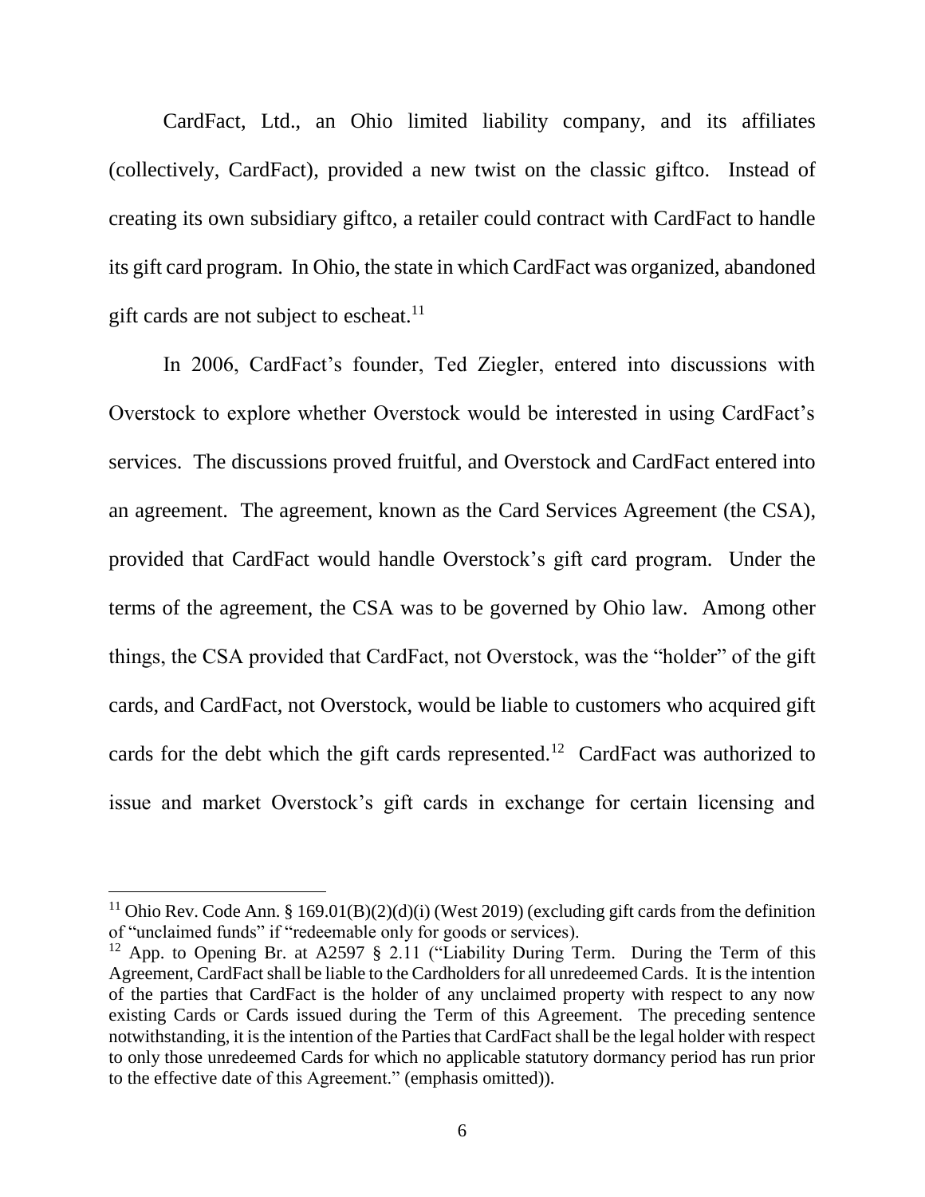CardFact, Ltd., an Ohio limited liability company, and its affiliates (collectively, CardFact), provided a new twist on the classic giftco. Instead of creating its own subsidiary giftco, a retailer could contract with CardFact to handle its gift card program. In Ohio, the state in which CardFact was organized, abandoned gift cards are not subject to escheat.[11]

In 2006, CardFact's founder, Ted Ziegler, entered into discussions with Overstock to explore whether Overstock would be interested in using CardFact's services. The discussions proved fruitful, and Overstock and CardFact entered into an agreement. The agreement, known as the Card Services Agreement (the CSA), provided that CardFact would handle Overstock's gift card program. Under the terms of the agreement, the CSA was to be governed by Ohio law. Among other things, the CSA provided that CardFact, not Overstock, was the "holder" of the gift cards, and CardFact, not Overstock, would be liable to customers who acquired gift cards for the debt which the gift cards represented.[12] CardFact was authorized to issue and market Overstock's gift cards in exchange for certain licensing and

---

[11] Ohio Rev. Code Ann. § 169.01(B)(2)(d)(i) (West 2019) (excluding gift cards from the definition of "unclaimed funds" if "redeemable only for goods or services).

[12] App. to Opening Br. at A2597 § 2.11 ("Liability During Term. During the Term of this Agreement, CardFact shall be liable to the Cardholders for all unredeemed Cards. It is the intention of the parties that CardFact is the holder of any unclaimed property with respect to any now existing Cards or Cards issued during the Term of this Agreement. The preceding sentence notwithstanding, it is the intention of the Parties that CardFact shall be the legal holder with respect to only those unredeemed Cards for which no applicable statutory dormancy period has run prior to the effective date of this Agreement." (emphasis omitted)).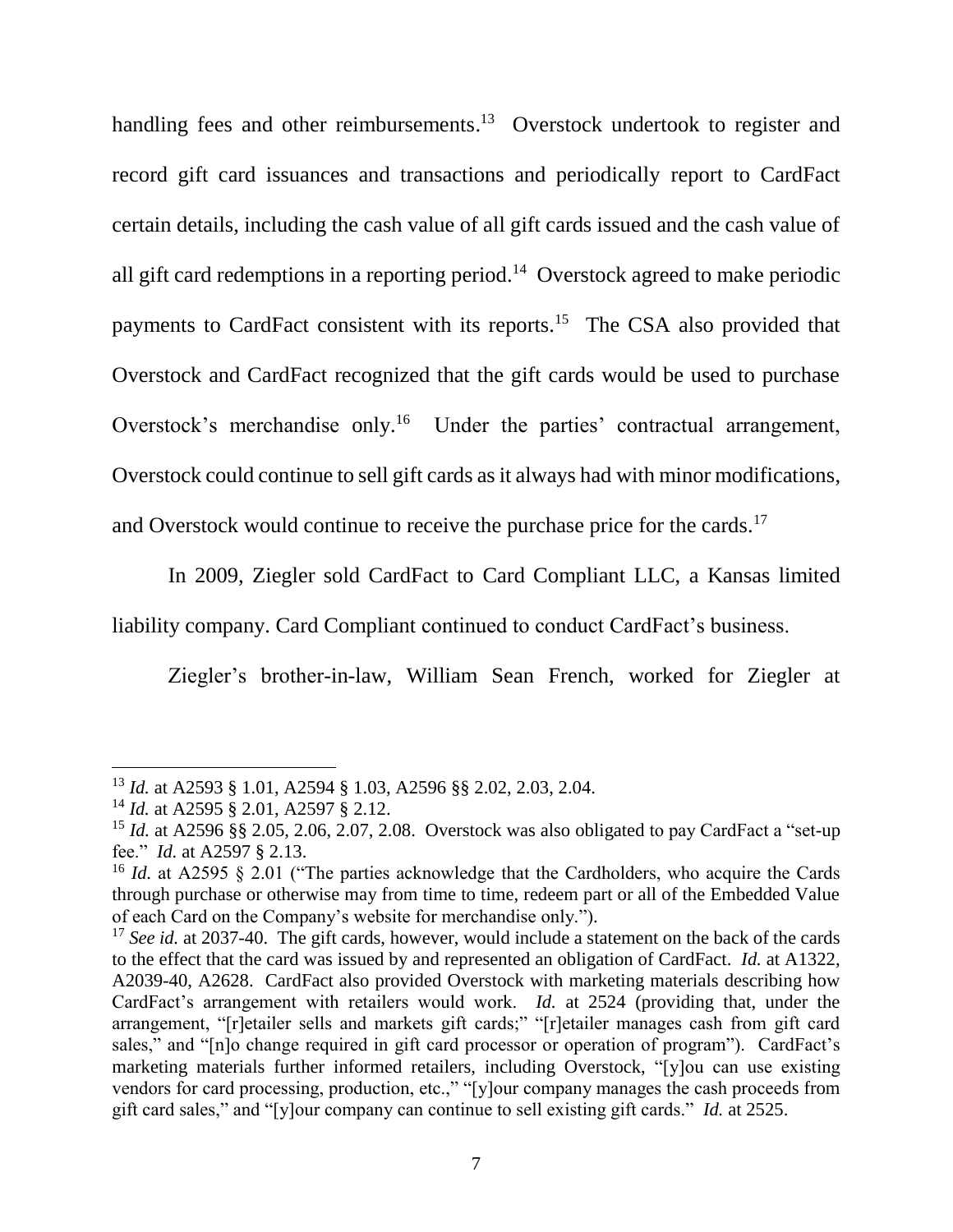handling fees and other reimbursements.[13] Overstock undertook to register and record gift card issuances and transactions and periodically report to CardFact certain details, including the cash value of all gift cards issued and the cash value of all gift card redemptions in a reporting period.[14] Overstock agreed to make periodic payments to CardFact consistent with its reports.[15] The CSA also provided that Overstock and CardFact recognized that the gift cards would be used to purchase Overstock's merchandise only.[16] Under the parties' contractual arrangement, Overstock could continue to sell gift cards as it always had with minor modifications, and Overstock would continue to receive the purchase price for the cards.[17]

In 2009, Ziegler sold CardFact to Card Compliant LLC, a Kansas limited liability company. Card Compliant continued to conduct CardFact's business.

Ziegler's brother-in-law, William Sean French, worked for Ziegler at

---

[13] *Id.* at A2593 § 1.01, A2594 § 1.03, A2596 §§ 2.02, 2.03, 2.04.

[14] *Id.* at A2595 § 2.01, A2597 § 2.12.

[15] *Id.* at A2596 §§ 2.05, 2.06, 2.07, 2.08. Overstock was also obligated to pay CardFact a "set-up fee." *Id.* at A2597 § 2.13.

[16] *Id.* at A2595 § 2.01 ("The parties acknowledge that the Cardholders, who acquire the Cards through purchase or otherwise may from time to time, redeem part or all of the Embedded Value of each Card on the Company's website for merchandise only.").

[17] *See id.* at 2037-40. The gift cards, however, would include a statement on the back of the cards to the effect that the card was issued by and represented an obligation of CardFact. *Id.* at A1322, A2039-40, A2628. CardFact also provided Overstock with marketing materials describing how CardFact's arrangement with retailers would work. *Id.* at 2524 (providing that, under the arrangement, "[r]etailer sells and markets gift cards;" "[r]etailer manages cash from gift card sales," and "[n]o change required in gift card processor or operation of program"). CardFact's marketing materials further informed retailers, including Overstock, "[y]ou can use existing vendors for card processing, production, etc.," "[y]our company manages the cash proceeds from gift card sales," and "[y]our company can continue to sell existing gift cards." *Id.* at 2525.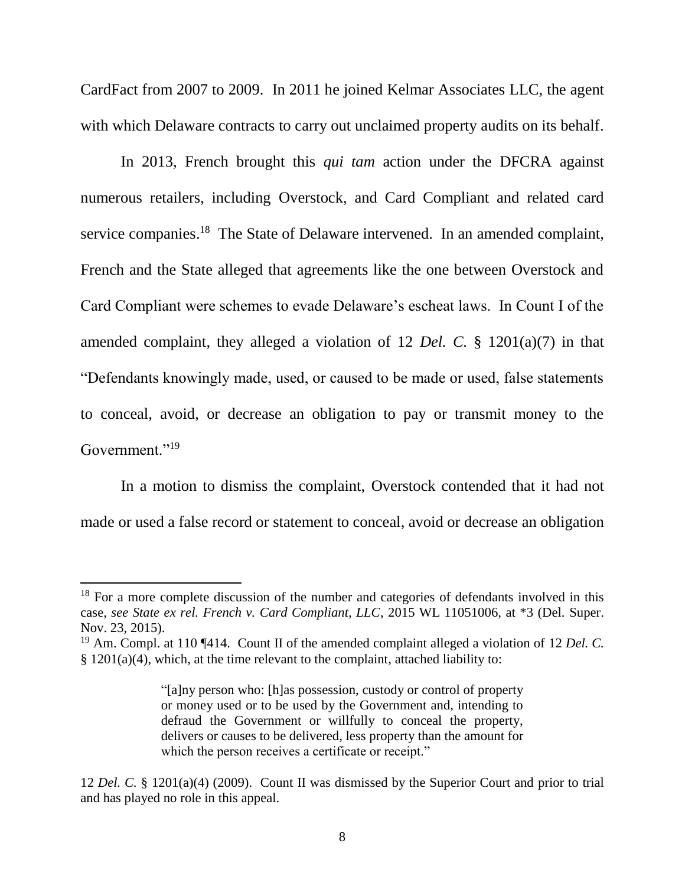CardFact from 2007 to 2009. In 2011 he joined Kelmar Associates LLC, the agent with which Delaware contracts to carry out unclaimed property audits on its behalf.

In 2013, French brought this *qui tam* action under the DFCRA against numerous retailers, including Overstock, and Card Compliant and related card service companies.[18] The State of Delaware intervened. In an amended complaint, French and the State alleged that agreements like the one between Overstock and Card Compliant were schemes to evade Delaware's escheat laws. In Count I of the amended complaint, they alleged a violation of 12 *Del. C.* § 1201(a)(7) in that "Defendants knowingly made, used, or caused to be made or used, false statements to conceal, avoid, or decrease an obligation to pay or transmit money to the Government."[19]

In a motion to dismiss the complaint, Overstock contended that it had not made or used a false record or statement to conceal, avoid or decrease an obligation

---

[18] For a more complete discussion of the number and categories of defendants involved in this case, *see State ex rel. French v. Card Compliant, LLC*, 2015 WL 11051006, at *3 (Del. Super. Nov. 23, 2015).

[19] Am. Compl. at 110 ¶414. Count II of the amended complaint alleged a violation of 12 *Del. C.* § 1201(a)(4), which, at the time relevant to the complaint, attached liability to:

> "[a]ny person who: [h]as possession, custody or control of property or money used or to be used by the Government and, intending to defraud the Government or willfully to conceal the property, delivers or causes to be delivered, less property than the amount for which the person receives a certificate or receipt."

12 *Del. C.* § 1201(a)(4) (2009). Count II was dismissed by the Superior Court and prior to trial and has played no role in this appeal.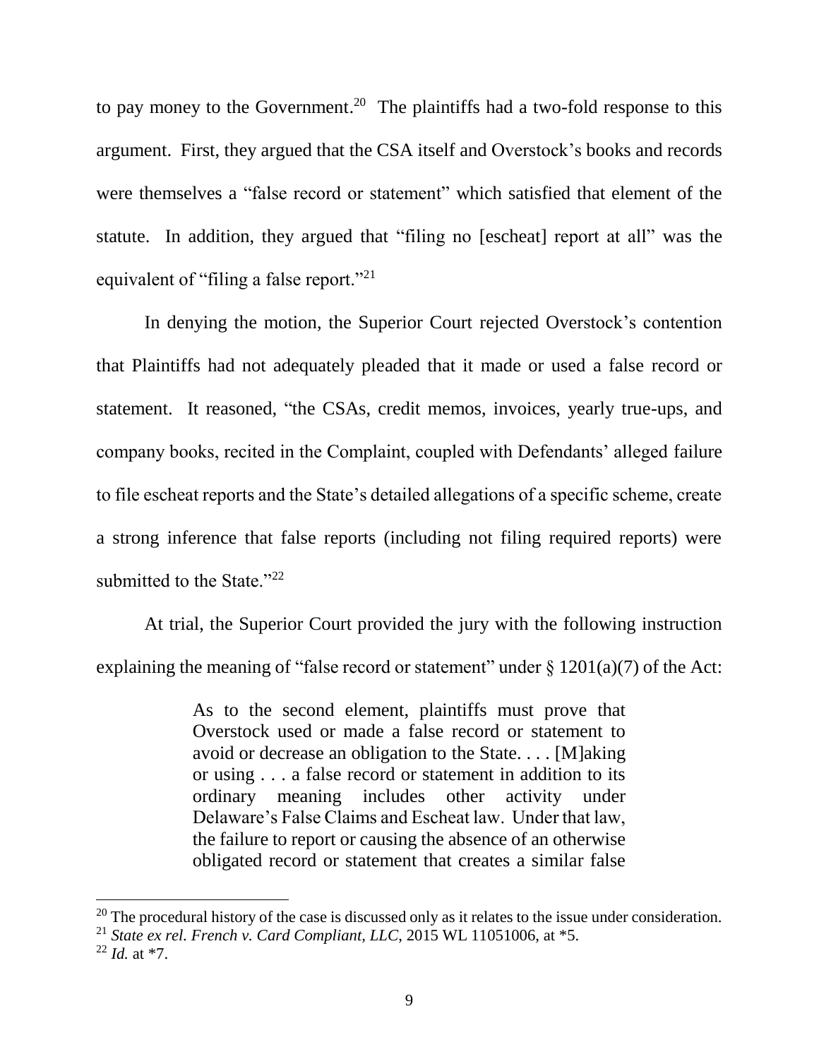to pay money to the Government.[20] The plaintiffs had a two-fold response to this argument. First, they argued that the CSA itself and Overstock's books and records were themselves a "false record or statement" which satisfied that element of the statute. In addition, they argued that "filing no [escheat] report at all" was the equivalent of "filing a false report."[21]

In denying the motion, the Superior Court rejected Overstock's contention that Plaintiffs had not adequately pleaded that it made or used a false record or statement. It reasoned, "the CSAs, credit memos, invoices, yearly true-ups, and company books, recited in the Complaint, coupled with Defendants' alleged failure to file escheat reports and the State's detailed allegations of a specific scheme, create a strong inference that false reports (including not filing required reports) were submitted to the State."[22]

At trial, the Superior Court provided the jury with the following instruction explaining the meaning of "false record or statement" under § 1201(a)(7) of the Act:

> As to the second element, plaintiffs must prove that Overstock used or made a false record or statement to avoid or decrease an obligation to the State. . . . [M]aking or using . . . a false record or statement in addition to its ordinary meaning includes other activity under Delaware's False Claims and Escheat law. Under that law, the failure to report or causing the absence of an otherwise obligated record or statement that creates a similar false

---

[20] The procedural history of the case is discussed only as it relates to the issue under consideration.

[21] *State ex rel. French v. Card Compliant, LLC*, 2015 WL 11051006, at *5.

[22] *Id.* at *7.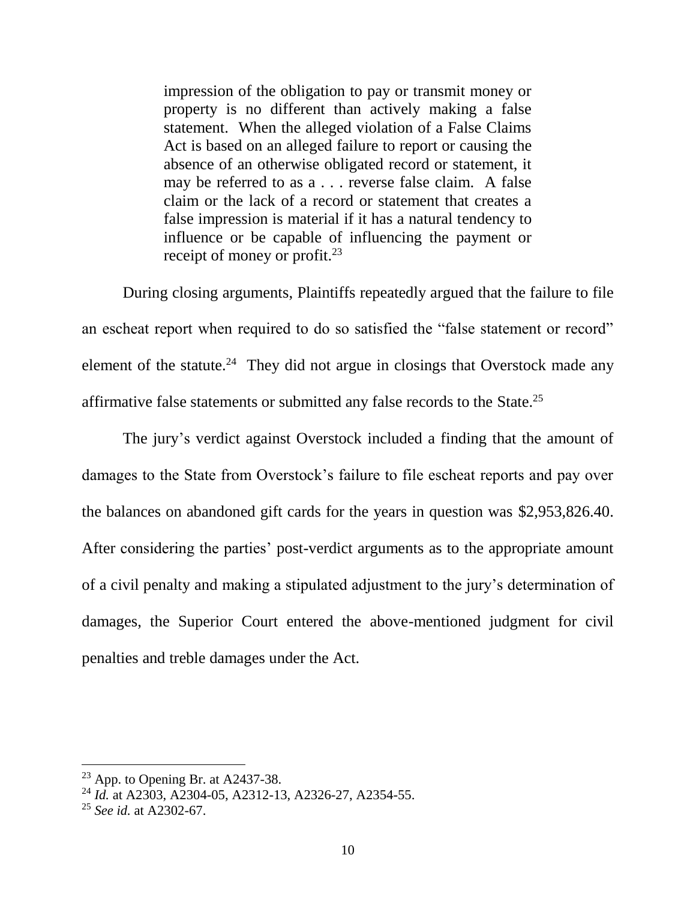> impression of the obligation to pay or transmit money or property is no different than actively making a false statement. When the alleged violation of a False Claims Act is based on an alleged failure to report or causing the absence of an otherwise obligated record or statement, it may be referred to as a . . . reverse false claim. A false claim or the lack of a record or statement that creates a false impression is material if it has a natural tendency to influence or be capable of influencing the payment or receipt of money or profit.[23]

During closing arguments, Plaintiffs repeatedly argued that the failure to file an escheat report when required to do so satisfied the "false statement or record" element of the statute.[24] They did not argue in closings that Overstock made any affirmative false statements or submitted any false records to the State.[25]

The jury's verdict against Overstock included a finding that the amount of damages to the State from Overstock's failure to file escheat reports and pay over the balances on abandoned gift cards for the years in question was $2,953,826.40. After considering the parties' post-verdict arguments as to the appropriate amount of a civil penalty and making a stipulated adjustment to the jury's determination of damages, the Superior Court entered the above-mentioned judgment for civil penalties and treble damages under the Act.

---

[23] App. to Opening Br. at A2437-38.

[24] *Id.* at A2303, A2304-05, A2312-13, A2326-27, A2354-55.

[25] *See id.* at A2302-67.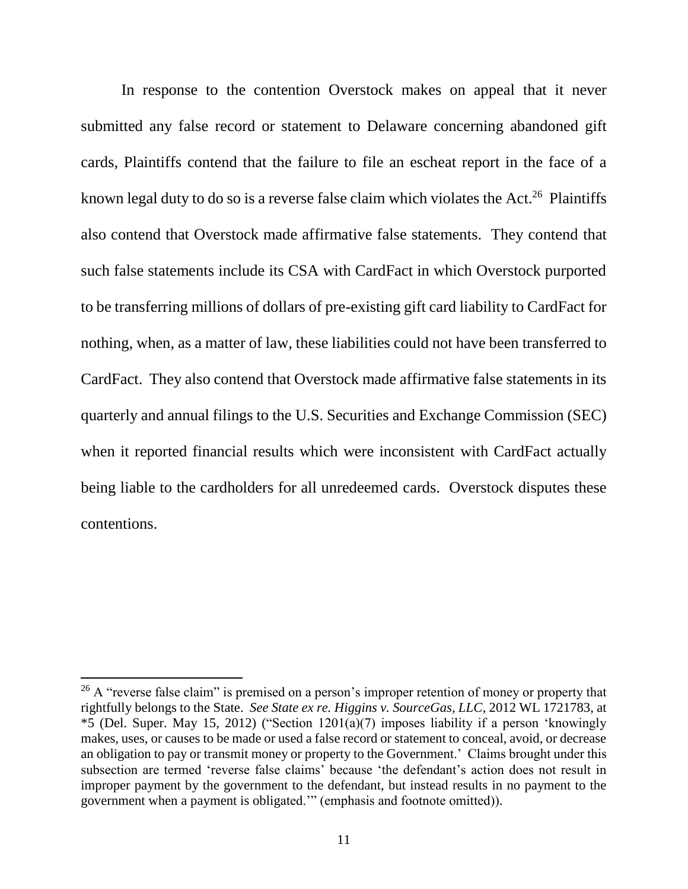In response to the contention Overstock makes on appeal that it never submitted any false record or statement to Delaware concerning abandoned gift cards, Plaintiffs contend that the failure to file an escheat report in the face of a known legal duty to do so is a reverse false claim which violates the Act.[26] Plaintiffs also contend that Overstock made affirmative false statements. They contend that such false statements include its CSA with CardFact in which Overstock purported to be transferring millions of dollars of pre-existing gift card liability to CardFact for nothing, when, as a matter of law, these liabilities could not have been transferred to CardFact. They also contend that Overstock made affirmative false statements in its quarterly and annual filings to the U.S. Securities and Exchange Commission (SEC) when it reported financial results which were inconsistent with CardFact actually being liable to the cardholders for all unredeemed cards. Overstock disputes these contentions.

---

[26] A "reverse false claim" is premised on a person's improper retention of money or property that rightfully belongs to the State. *See State ex re. Higgins v. SourceGas, LLC*, 2012 WL 1721783, at *5 (Del. Super. May 15, 2012) ("Section 1201(a)(7) imposes liability if a person 'knowingly makes, uses, or causes to be made or used a false record or statement to conceal, avoid, or decrease an obligation to pay or transmit money or property to the Government.' Claims brought under this subsection are termed 'reverse false claims' because 'the defendant's action does not result in improper payment by the government to the defendant, but instead results in no payment to the government when a payment is obligated.'" (emphasis and footnote omitted)).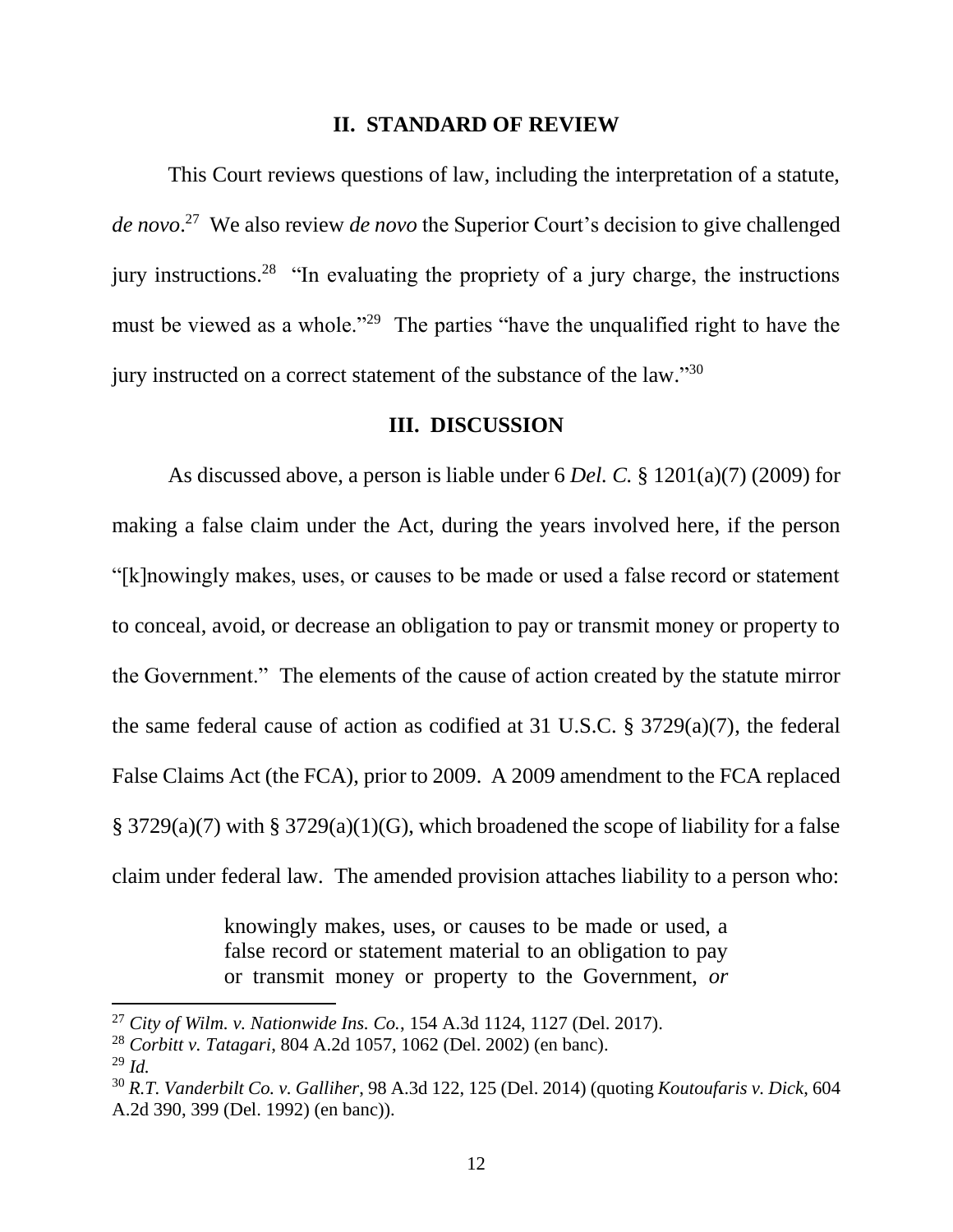## II. STANDARD OF REVIEW

This Court reviews questions of law, including the interpretation of a statute, *de novo*.[27] We also review *de novo* the Superior Court's decision to give challenged jury instructions.[28] "In evaluating the propriety of a jury charge, the instructions must be viewed as a whole."[29] The parties "have the unqualified right to have the jury instructed on a correct statement of the substance of the law."[30]

## III. DISCUSSION

As discussed above, a person is liable under 6 *Del. C.* § 1201(a)(7) (2009) for making a false claim under the Act, during the years involved here, if the person "[k]nowingly makes, uses, or causes to be made or used a false record or statement to conceal, avoid, or decrease an obligation to pay or transmit money or property to the Government." The elements of the cause of action created by the statute mirror the same federal cause of action as codified at 31 U.S.C. § 3729(a)(7), the federal False Claims Act (the FCA), prior to 2009. A 2009 amendment to the FCA replaced § 3729(a)(7) with § 3729(a)(1)(G), which broadened the scope of liability for a false claim under federal law. The amended provision attaches liability to a person who:

> knowingly makes, uses, or causes to be made or used, a false record or statement material to an obligation to pay or transmit money or property to the Government, *or*

---

[27] *City of Wilm. v. Nationwide Ins. Co.*, 154 A.3d 1124, 1127 (Del. 2017).

[28] *Corbitt v. Tatagari*, 804 A.2d 1057, 1062 (Del. 2002) (en banc).

[29] *Id.*

[30] *R.T. Vanderbilt Co. v. Galliher*, 98 A.3d 122, 125 (Del. 2014) (quoting *Koutoufaris v. Dick*, 604 A.2d 390, 399 (Del. 1992) (en banc)).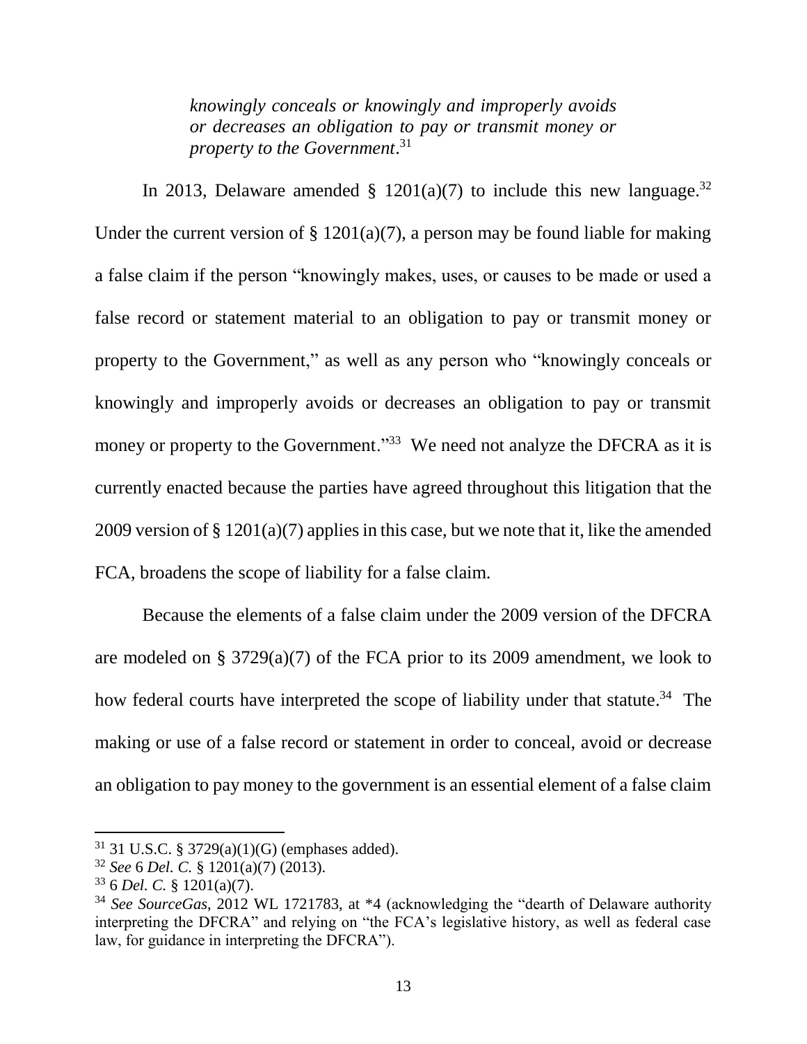> *knowingly conceals or knowingly and improperly avoids or decreases an obligation to pay or transmit money or property to the Government*.[31]

In 2013, Delaware amended § 1201(a)(7) to include this new language.[32] Under the current version of § 1201(a)(7), a person may be found liable for making a false claim if the person "knowingly makes, uses, or causes to be made or used a false record or statement material to an obligation to pay or transmit money or property to the Government," as well as any person who "knowingly conceals or knowingly and improperly avoids or decreases an obligation to pay or transmit money or property to the Government."[33] We need not analyze the DFCRA as it is currently enacted because the parties have agreed throughout this litigation that the 2009 version of § 1201(a)(7) applies in this case, but we note that it, like the amended FCA, broadens the scope of liability for a false claim.

Because the elements of a false claim under the 2009 version of the DFCRA are modeled on § 3729(a)(7) of the FCA prior to its 2009 amendment, we look to how federal courts have interpreted the scope of liability under that statute.[34] The making or use of a false record or statement in order to conceal, avoid or decrease an obligation to pay money to the government is an essential element of a false claim

---

[31] 31 U.S.C. § 3729(a)(1)(G) (emphases added).

[32] *See* 6 *Del. C.* § 1201(a)(7) (2013).

[33] 6 *Del. C.* § 1201(a)(7).

[34] *See SourceGas*, 2012 WL 1721783, at *4 (acknowledging the "dearth of Delaware authority interpreting the DFCRA" and relying on "the FCA's legislative history, as well as federal case law, for guidance in interpreting the DFCRA").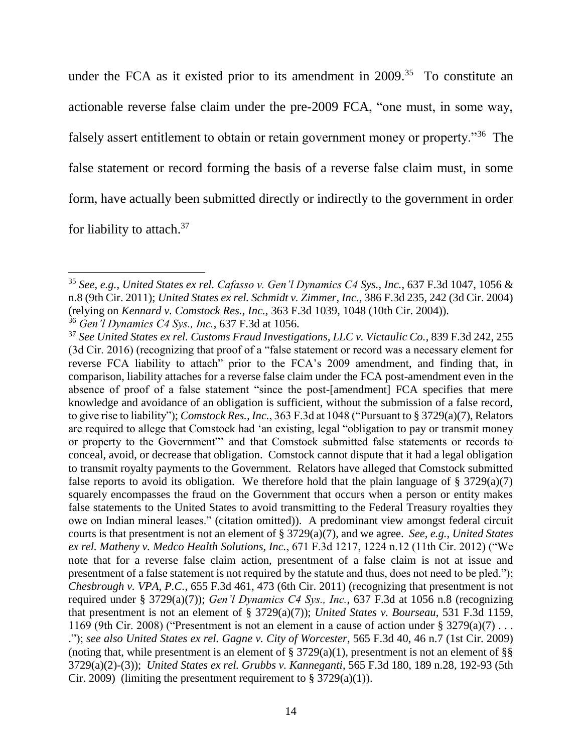under the FCA as it existed prior to its amendment in 2009.[35] To constitute an actionable reverse false claim under the pre-2009 FCA, "one must, in some way, falsely assert entitlement to obtain or retain government money or property."[36] The false statement or record forming the basis of a reverse false claim must, in some form, have actually been submitted directly or indirectly to the government in order for liability to attach.[37]

---

[35] *See, e.g.*, *United States ex rel. Cafasso v. Gen'l Dynamics C4 Sys., Inc.*, 637 F.3d 1047, 1056 & n.8 (9th Cir. 2011); *United States ex rel. Schmidt v. Zimmer, Inc.*, 386 F.3d 235, 242 (3d Cir. 2004) (relying on *Kennard v. Comstock Res., Inc.*, 363 F.3d 1039, 1048 (10th Cir. 2004)).

[36] *Gen'l Dynamics C4 Sys., Inc.*, 637 F.3d at 1056.

[37] *See United States ex rel. Customs Fraud Investigations, LLC v. Victaulic Co.*, 839 F.3d 242, 255 (3d Cir. 2016) (recognizing that proof of a "false statement or record was a necessary element for reverse FCA liability to attach" prior to the FCA's 2009 amendment, and finding that, in comparison, liability attaches for a reverse false claim under the FCA post-amendment even in the absence of proof of a false statement "since the post-[amendment] FCA specifies that mere knowledge and avoidance of an obligation is sufficient, without the submission of a false record, to give rise to liability"); *Comstock Res., Inc.*, 363 F.3d at 1048 ("Pursuant to § 3729(a)(7), Relators are required to allege that Comstock had 'an existing, legal "obligation to pay or transmit money or property to the Government"' and that Comstock submitted false statements or records to conceal, avoid, or decrease that obligation. Comstock cannot dispute that it had a legal obligation to transmit royalty payments to the Government. Relators have alleged that Comstock submitted false reports to avoid its obligation. We therefore hold that the plain language of § 3729(a)(7) squarely encompasses the fraud on the Government that occurs when a person or entity makes false statements to the United States to avoid transmitting to the Federal Treasury royalties they owe on Indian mineral leases." (citation omitted)). A predominant view amongst federal circuit courts is that presentment is not an element of § 3729(a)(7), and we agree. *See, e.g.*, *United States ex rel. Matheny v. Medco Health Solutions, Inc.*, 671 F.3d 1217, 1224 n.12 (11th Cir. 2012) ("We note that for a reverse false claim action, presentment of a false claim is not at issue and presentment of a false statement is not required by the statute and thus, does not need to be pled."); *Chesbrough v. VPA, P.C.*, 655 F.3d 461, 473 (6th Cir. 2011) (recognizing that presentment is not required under § 3729(a)(7)); *Gen'l Dynamics C4 Sys., Inc.*, 637 F.3d at 1056 n.8 (recognizing that presentment is not an element of § 3729(a)(7)); *United States v. Bourseau*, 531 F.3d 1159, 1169 (9th Cir. 2008) ("Presentment is not an element in a cause of action under § 3279(a)(7) . . . ."); *see also United States ex rel. Gagne v. City of Worcester*, 565 F.3d 40, 46 n.7 (1st Cir. 2009) (noting that, while presentment is an element of § 3729(a)(1), presentment is not an element of §§ 3729(a)(2)-(3)); *United States ex rel. Grubbs v. Kanneganti*, 565 F.3d 180, 189 n.28, 192-93 (5th Cir. 2009) (limiting the presentment requirement to § 3729(a)(1)).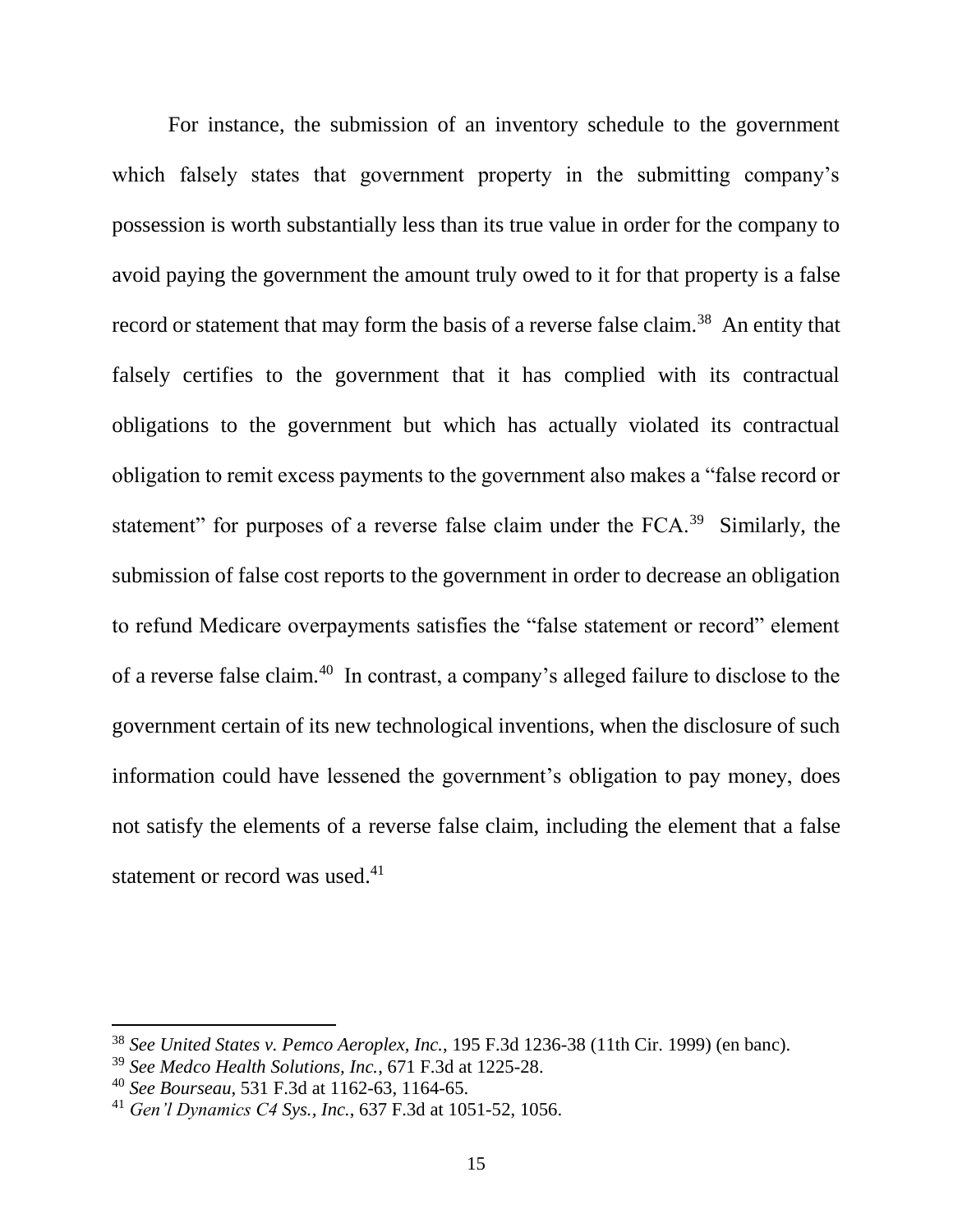For instance, the submission of an inventory schedule to the government which falsely states that government property in the submitting company's possession is worth substantially less than its true value in order for the company to avoid paying the government the amount truly owed to it for that property is a false record or statement that may form the basis of a reverse false claim.[38] An entity that falsely certifies to the government that it has complied with its contractual obligations to the government but which has actually violated its contractual obligation to remit excess payments to the government also makes a "false record or statement" for purposes of a reverse false claim under the FCA.[39] Similarly, the submission of false cost reports to the government in order to decrease an obligation to refund Medicare overpayments satisfies the "false statement or record" element of a reverse false claim.[40] In contrast, a company's alleged failure to disclose to the government certain of its new technological inventions, when the disclosure of such information could have lessened the government's obligation to pay money, does not satisfy the elements of a reverse false claim, including the element that a false statement or record was used.[41]

---

[38] *See United States v. Pemco Aeroplex, Inc.*, 195 F.3d 1236-38 (11th Cir. 1999) (en banc).

[39] *See Medco Health Solutions, Inc.*, 671 F.3d at 1225-28.

[40] *See Bourseau*, 531 F.3d at 1162-63, 1164-65.

[41] *Gen'l Dynamics C4 Sys., Inc.*, 637 F.3d at 1051-52, 1056.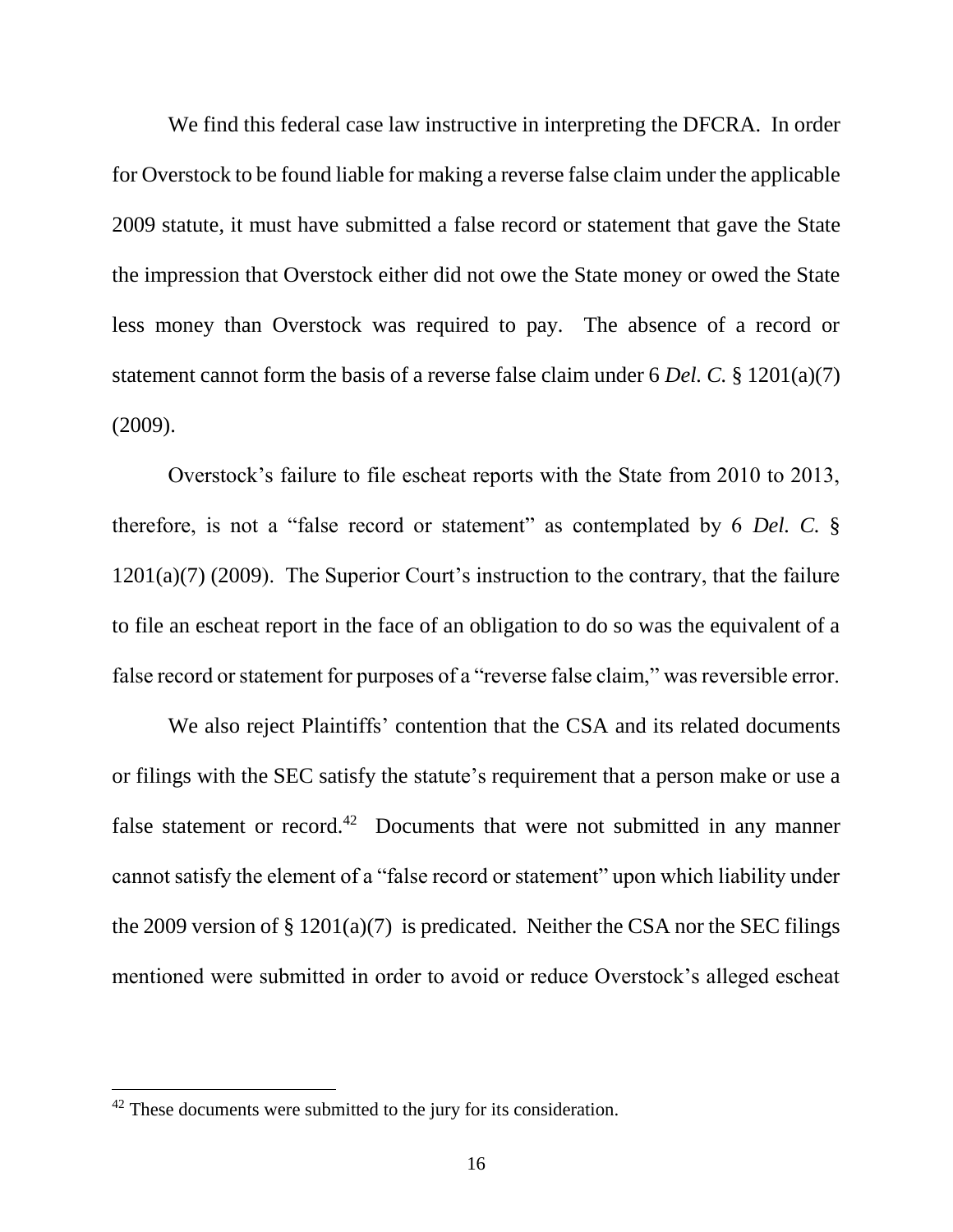We find this federal case law instructive in interpreting the DFCRA. In order for Overstock to be found liable for making a reverse false claim under the applicable 2009 statute, it must have submitted a false record or statement that gave the State the impression that Overstock either did not owe the State money or owed the State less money than Overstock was required to pay. The absence of a record or statement cannot form the basis of a reverse false claim under 6 *Del. C.* § 1201(a)(7) (2009).

Overstock's failure to file escheat reports with the State from 2010 to 2013, therefore, is not a "false record or statement" as contemplated by 6 *Del. C.* § 1201(a)(7) (2009). The Superior Court's instruction to the contrary, that the failure to file an escheat report in the face of an obligation to do so was the equivalent of a false record or statement for purposes of a "reverse false claim," was reversible error.

We also reject Plaintiffs' contention that the CSA and its related documents or filings with the SEC satisfy the statute's requirement that a person make or use a false statement or record.[42] Documents that were not submitted in any manner cannot satisfy the element of a "false record or statement" upon which liability under the 2009 version of § 1201(a)(7) is predicated. Neither the CSA nor the SEC filings mentioned were submitted in order to avoid or reduce Overstock's alleged escheat

[42] These documents were submitted to the jury for its consideration.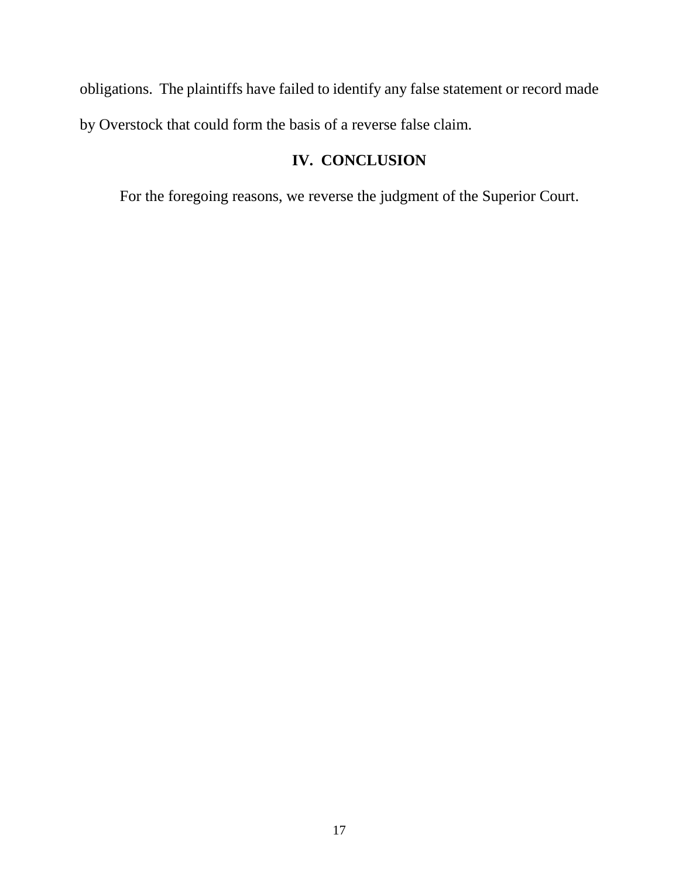obligations. The plaintiffs have failed to identify any false statement or record made by Overstock that could form the basis of a reverse false claim.

## IV. CONCLUSION

For the foregoing reasons, we reverse the judgment of the Superior Court.